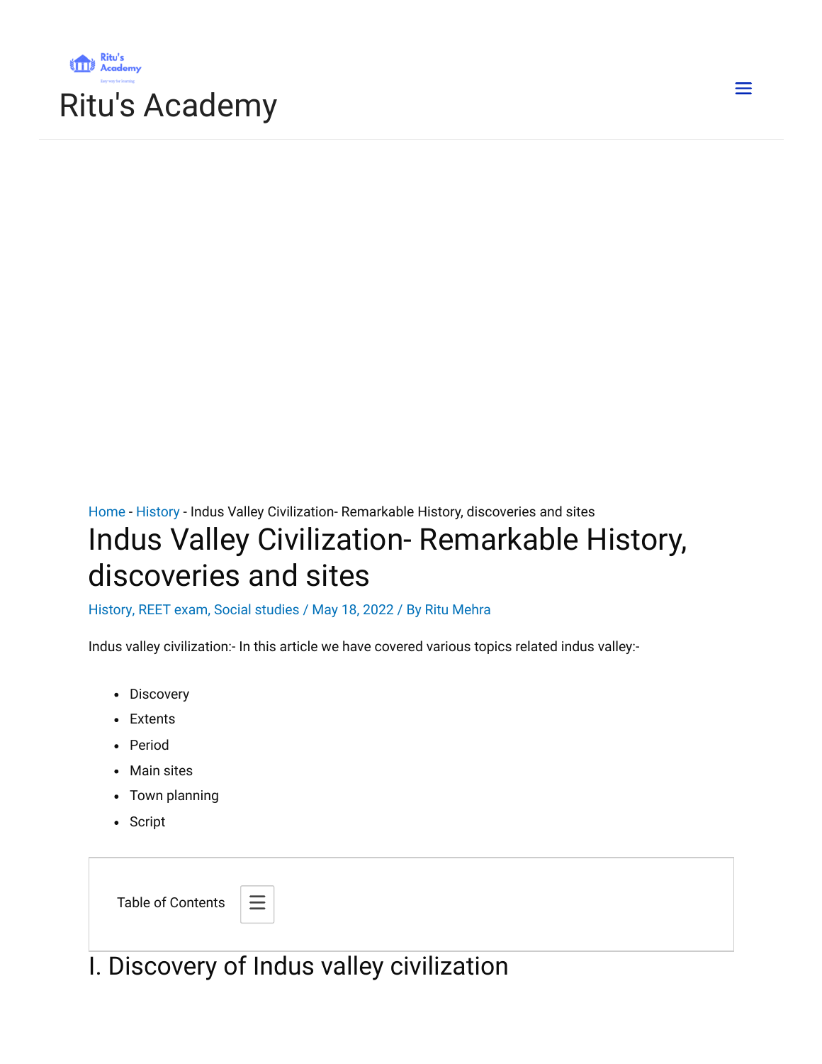Ritu's Academy

Home - History - Indus Valley Civilization- Remarkable History, discoveries and sites

# Indus Valley Civilization- Remarkable History, discoveries and sites

History, REET exam, Social studies / May 18, 2022 / By Ritu Mehra

Indus valley civilization:- In this article we have covered various topics related indus valley:-

- Discovery
- Extents
- Period
- Main sites
- Town planning
- Script

Table of Contents

## I. Discovery of Indus valley civilization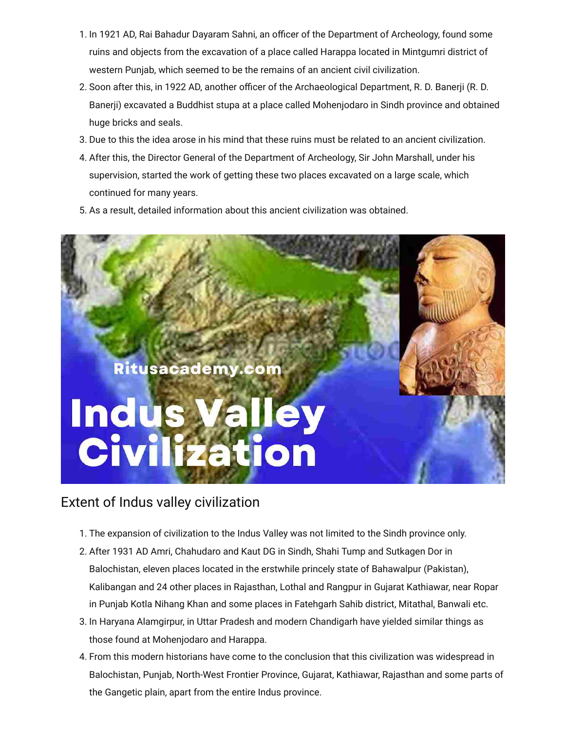1. In 1921 AD, Rai Bahadur Dayaram Sahni, an officer of the Department of Archeology, found some ruins and objects from the excavation of a place called Harappa located in Mintgumri district of western Punjab, which seemed to be the remains of an ancient civil civilization.
2. Soon after this, in 1922 AD, another officer of the Archaeological Department, R. D. Banerji (R. D. Banerji) excavated a Buddhist stupa at a place called Mohenjodaro in Sindh province and obtained huge bricks and seals.
3. Due to this the idea arose in his mind that these ruins must be related to an ancient civilization.
4. After this, the Director General of the Department of Archeology, Sir John Marshall, under his supervision, started the work of getting these two places excavated on a large scale, which continued for many years.
5. As a result, detailed information about this ancient civilization was obtained.

## Extent of Indus valley civilization

1. The expansion of civilization to the Indus Valley was not limited to the Sindh province only.
2. After 1931 AD Amri, Chahudaro and Kaut DG in Sindh, Shahi Tump and Sutkagen Dor in Balochistan, eleven places located in the erstwhile princely state of Bahawalpur (Pakistan), Kalibangan and 24 other places in Rajasthan, Lothal and Rangpur in Gujarat Kathiawar, near Ropar in Punjab Kotla Nihang Khan and some places in Fatehgarh Sahib district, Mitathal, Banwali etc.
3. In Haryana Alamgirpur, in Uttar Pradesh and modern Chandigarh have yielded similar things as those found at Mohenjodaro and Harappa.
4. From this modern historians have come to the conclusion that this civilization was widespread in Balochistan, Punjab, North-West Frontier Province, Gujarat, Kathiawar, Rajasthan and some parts of the Gangetic plain, apart from the entire Indus province.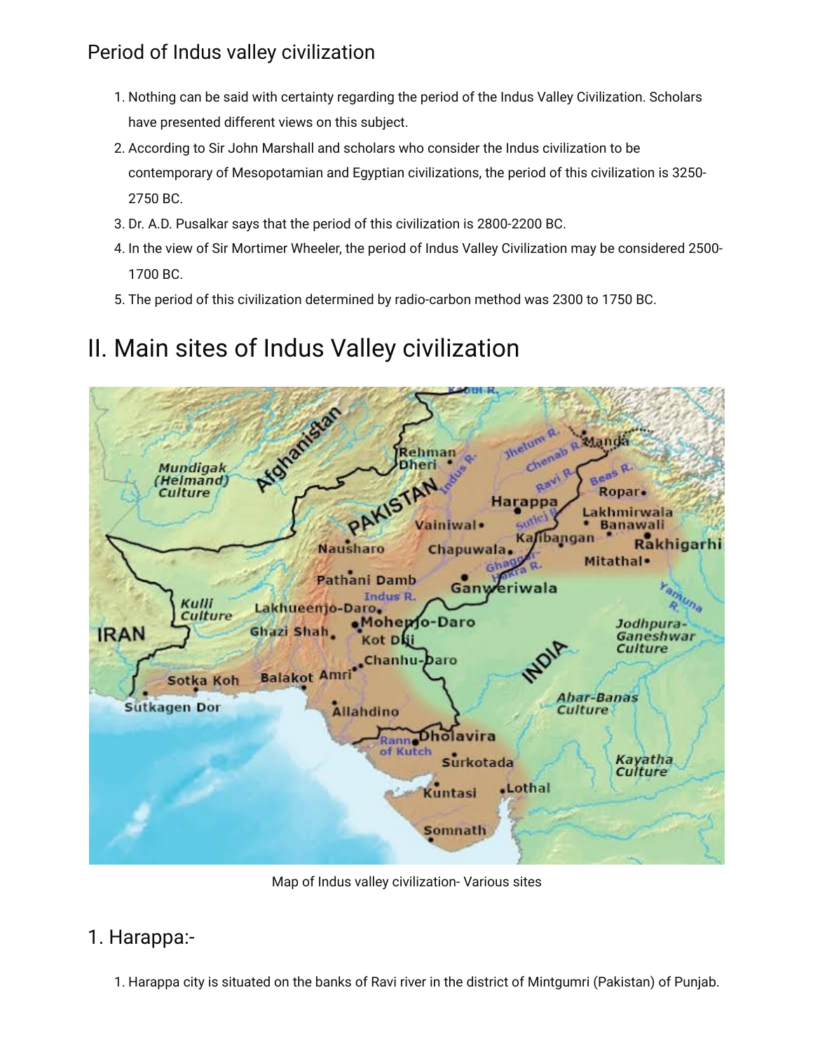## Period of Indus valley civilization

1. Nothing can be said with certainty regarding the period of the Indus Valley Civilization. Scholars have presented different views on this subject.
2. According to Sir John Marshall and scholars who consider the Indus civilization to be contemporary of Mesopotamian and Egyptian civilizations, the period of this civilization is 3250-2750 BC.
3. Dr. A.D. Pusalkar says that the period of this civilization is 2800-2200 BC.
4. In the view of Sir Mortimer Wheeler, the period of Indus Valley Civilization may be considered 2500-1700 BC.
5. The period of this civilization determined by radio-carbon method was 2300 to 1750 BC.

# II. Main sites of Indus Valley civilization

Map of Indus valley civilization- Various sites

## 1. Harappa:-

1. Harappa city is situated on the banks of Ravi river in the district of Mintgumri (Pakistan) of Punjab.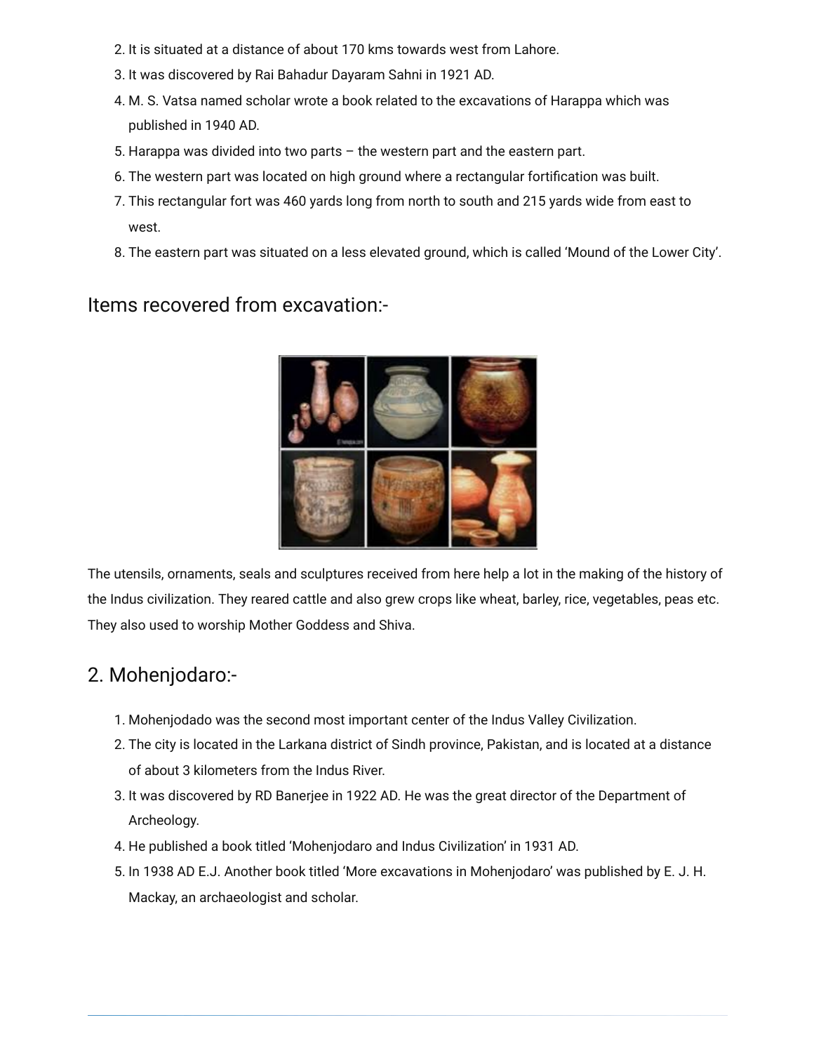2. It is situated at a distance of about 170 kms towards west from Lahore.
3. It was discovered by Rai Bahadur Dayaram Sahni in 1921 AD.
4. M. S. Vatsa named scholar wrote a book related to the excavations of Harappa which was published in 1940 AD.
5. Harappa was divided into two parts – the western part and the eastern part.
6. The western part was located on high ground where a rectangular fortification was built.
7. This rectangular fort was 460 yards long from north to south and 215 yards wide from east to west.
8. The eastern part was situated on a less elevated ground, which is called 'Mound of the Lower City'.

## Items recovered from excavation:-

The utensils, ornaments, seals and sculptures received from here help a lot in the making of the history of the Indus civilization. They reared cattle and also grew crops like wheat, barley, rice, vegetables, peas etc. They also used to worship Mother Goddess and Shiva.

## 2. Mohenjodaro:-

1. Mohenjodado was the second most important center of the Indus Valley Civilization.
2. The city is located in the Larkana district of Sindh province, Pakistan, and is located at a distance of about 3 kilometers from the Indus River.
3. It was discovered by RD Banerjee in 1922 AD. He was the great director of the Department of Archeology.
4. He published a book titled 'Mohenjodaro and Indus Civilization' in 1931 AD.
5. In 1938 AD E.J. Another book titled 'More excavations in Mohenjodaro' was published by E. J. H. Mackay, an archaeologist and scholar.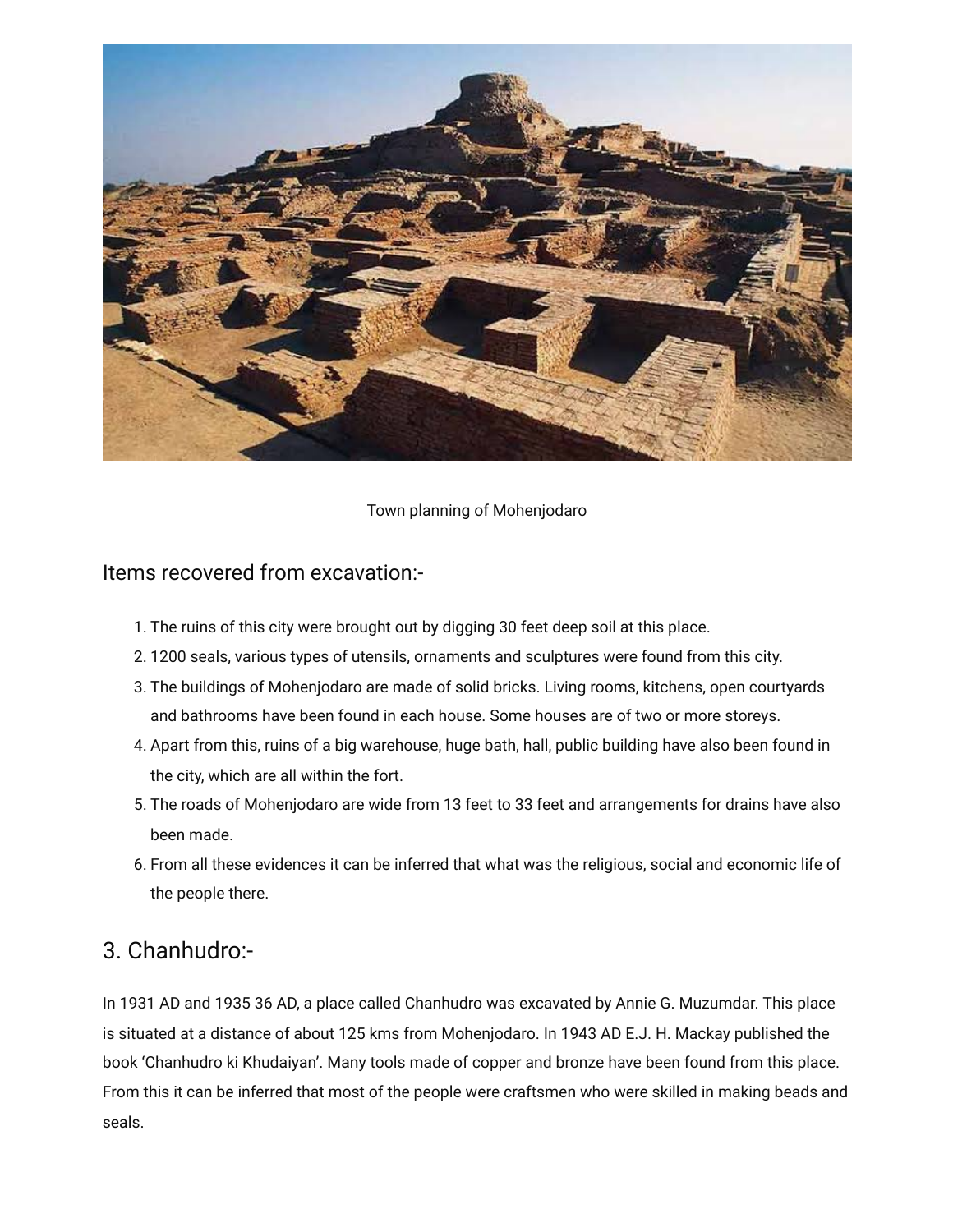Town planning of Mohenjodaro

## Items recovered from excavation:-

1. The ruins of this city were brought out by digging 30 feet deep soil at this place.
2. 1200 seals, various types of utensils, ornaments and sculptures were found from this city.
3. The buildings of Mohenjodaro are made of solid bricks. Living rooms, kitchens, open courtyards and bathrooms have been found in each house. Some houses are of two or more storeys.
4. Apart from this, ruins of a big warehouse, huge bath, hall, public building have also been found in the city, which are all within the fort.
5. The roads of Mohenjodaro are wide from 13 feet to 33 feet and arrangements for drains have also been made.
6. From all these evidences it can be inferred that what was the religious, social and economic life of the people there.

## 3. Chanhudro:-

In 1931 AD and 1935 36 AD, a place called Chanhudro was excavated by Annie G. Muzumdar. This place is situated at a distance of about 125 kms from Mohenjodaro. In 1943 AD E.J. H. Mackay published the book 'Chanhudro ki Khudaiyan'. Many tools made of copper and bronze have been found from this place. From this it can be inferred that most of the people were craftsmen who were skilled in making beads and seals.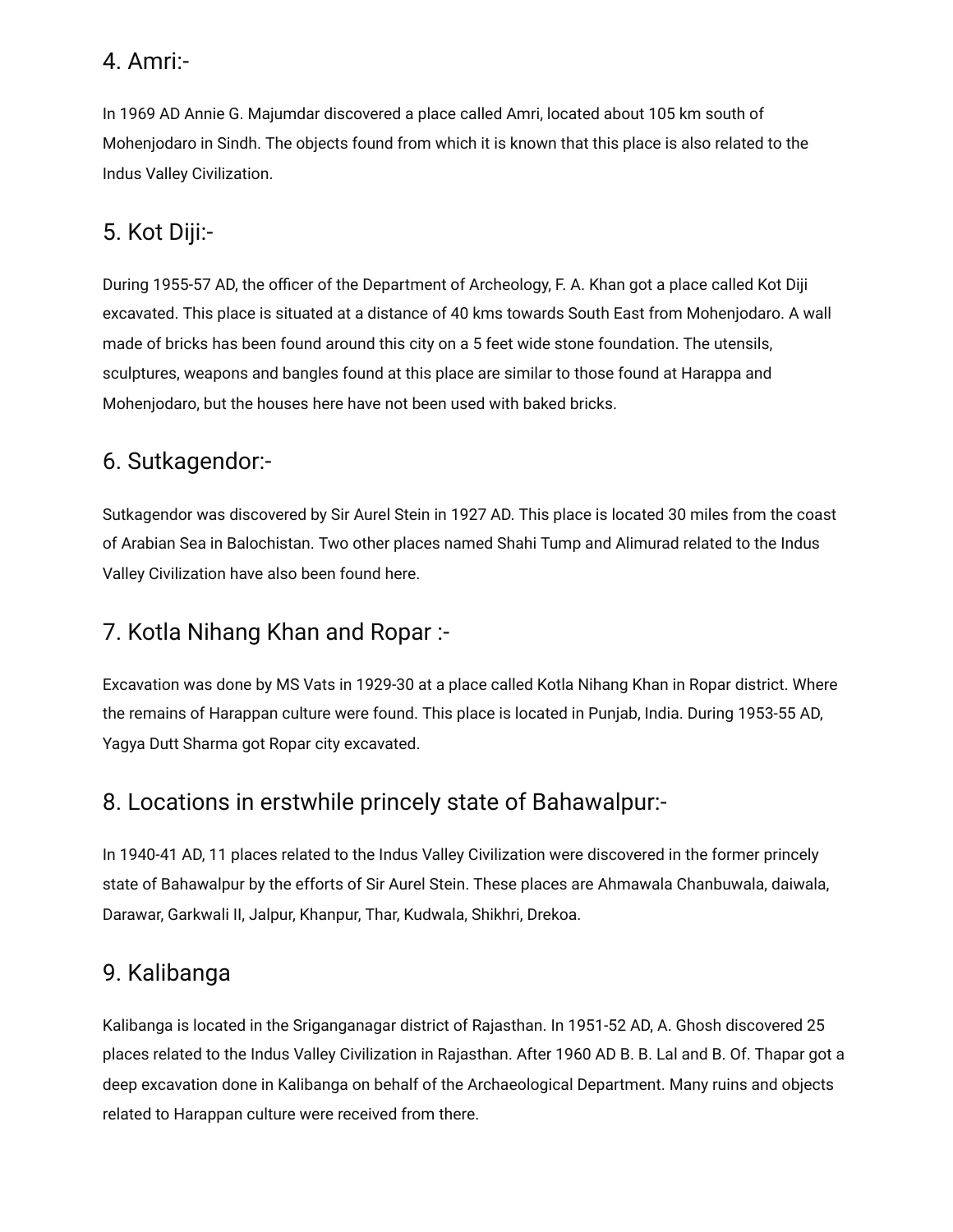## 4. Amri:-

In 1969 AD Annie G. Majumdar discovered a place called Amri, located about 105 km south of Mohenjodaro in Sindh. The objects found from which it is known that this place is also related to the Indus Valley Civilization.

## 5. Kot Diji:-

During 1955-57 AD, the officer of the Department of Archeology, F. A. Khan got a place called Kot Diji excavated. This place is situated at a distance of 40 kms towards South East from Mohenjodaro. A wall made of bricks has been found around this city on a 5 feet wide stone foundation. The utensils, sculptures, weapons and bangles found at this place are similar to those found at Harappa and Mohenjodaro, but the houses here have not been used with baked bricks.

## 6. Sutkagendor:-

Sutkagendor was discovered by Sir Aurel Stein in 1927 AD. This place is located 30 miles from the coast of Arabian Sea in Balochistan. Two other places named Shahi Tump and Alimurad related to the Indus Valley Civilization have also been found here.

## 7. Kotla Nihang Khan and Ropar :-

Excavation was done by MS Vats in 1929-30 at a place called Kotla Nihang Khan in Ropar district. Where the remains of Harappan culture were found. This place is located in Punjab, India. During 1953-55 AD, Yagya Dutt Sharma got Ropar city excavated.

## 8. Locations in erstwhile princely state of Bahawalpur:-

In 1940-41 AD, 11 places related to the Indus Valley Civilization were discovered in the former princely state of Bahawalpur by the efforts of Sir Aurel Stein. These places are Ahmawala Chanbuwala, daiwala, Darawar, Garkwali II, Jalpur, Khanpur, Thar, Kudwala, Shikhri, Drekoa.

## 9. Kalibanga

Kalibanga is located in the Sriganganagar district of Rajasthan. In 1951-52 AD, A. Ghosh discovered 25 places related to the Indus Valley Civilization in Rajasthan. After 1960 AD B. B. Lal and B. Of. Thapar got a deep excavation done in Kalibanga on behalf of the Archaeological Department. Many ruins and objects related to Harappan culture were received from there.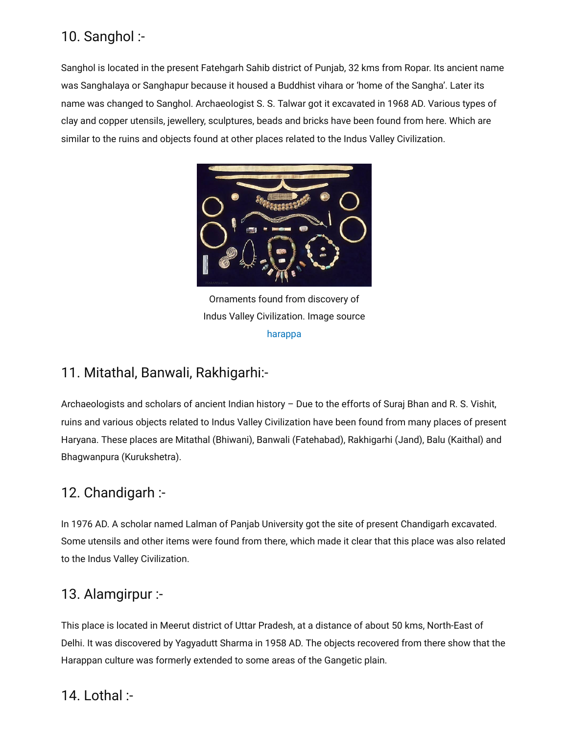## 10. Sanghol :-

Sanghol is located in the present Fatehgarh Sahib district of Punjab, 32 kms from Ropar. Its ancient name was Sanghalaya or Sanghapur because it housed a Buddhist vihara or 'home of the Sangha'. Later its name was changed to Sanghol. Archaeologist S. S. Talwar got it excavated in 1968 AD. Various types of clay and copper utensils, jewellery, sculptures, beads and bricks have been found from here. Which are similar to the ruins and objects found at other places related to the Indus Valley Civilization.

Ornaments found from discovery of Indus Valley Civilization. Image source harappa

## 11. Mitathal, Banwali, Rakhigarhi:-

Archaeologists and scholars of ancient Indian history – Due to the efforts of Suraj Bhan and R. S. Vishit, ruins and various objects related to Indus Valley Civilization have been found from many places of present Haryana. These places are Mitathal (Bhiwani), Banwali (Fatehabad), Rakhigarhi (Jand), Balu (Kaithal) and Bhagwanpura (Kurukshetra).

## 12. Chandigarh :-

In 1976 AD. A scholar named Lalman of Panjab University got the site of present Chandigarh excavated. Some utensils and other items were found from there, which made it clear that this place was also related to the Indus Valley Civilization.

## 13. Alamgirpur :-

This place is located in Meerut district of Uttar Pradesh, at a distance of about 50 kms, North-East of Delhi. It was discovered by Yagyadutt Sharma in 1958 AD. The objects recovered from there show that the Harappan culture was formerly extended to some areas of the Gangetic plain.

## 14. Lothal :-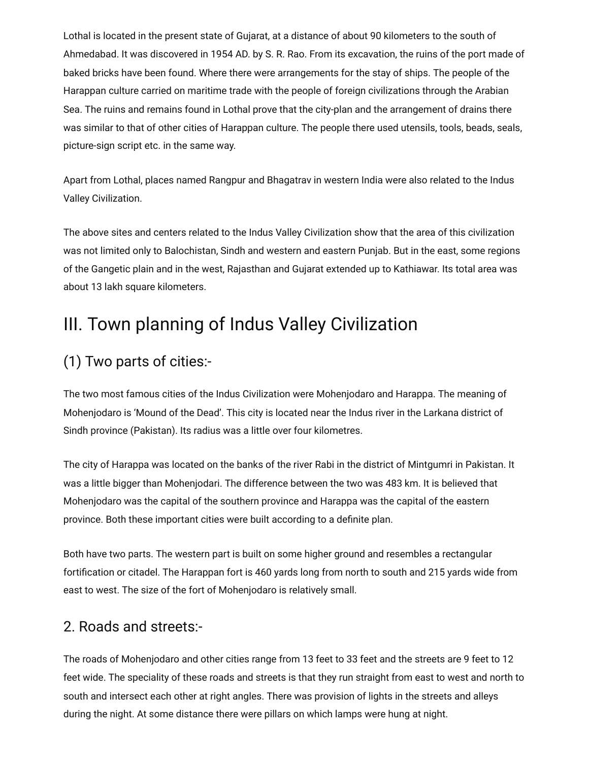Lothal is located in the present state of Gujarat, at a distance of about 90 kilometers to the south of Ahmedabad. It was discovered in 1954 AD. by S. R. Rao. From its excavation, the ruins of the port made of baked bricks have been found. Where there were arrangements for the stay of ships. The people of the Harappan culture carried on maritime trade with the people of foreign civilizations through the Arabian Sea. The ruins and remains found in Lothal prove that the city-plan and the arrangement of drains there was similar to that of other cities of Harappan culture. The people there used utensils, tools, beads, seals, picture-sign script etc. in the same way.

Apart from Lothal, places named Rangpur and Bhagatrav in western India were also related to the Indus Valley Civilization.

The above sites and centers related to the Indus Valley Civilization show that the area of this civilization was not limited only to Balochistan, Sindh and western and eastern Punjab. But in the east, some regions of the Gangetic plain and in the west, Rajasthan and Gujarat extended up to Kathiawar. Its total area was about 13 lakh square kilometers.

# III. Town planning of Indus Valley Civilization

## (1) Two parts of cities:-

The two most famous cities of the Indus Civilization were Mohenjodaro and Harappa. The meaning of Mohenjodaro is 'Mound of the Dead'. This city is located near the Indus river in the Larkana district of Sindh province (Pakistan). Its radius was a little over four kilometres.

The city of Harappa was located on the banks of the river Rabi in the district of Mintgumri in Pakistan. It was a little bigger than Mohenjodari. The difference between the two was 483 km. It is believed that Mohenjodaro was the capital of the southern province and Harappa was the capital of the eastern province. Both these important cities were built according to a definite plan.

Both have two parts. The western part is built on some higher ground and resembles a rectangular fortification or citadel. The Harappan fort is 460 yards long from north to south and 215 yards wide from east to west. The size of the fort of Mohenjodaro is relatively small.

## 2. Roads and streets:-

The roads of Mohenjodaro and other cities range from 13 feet to 33 feet and the streets are 9 feet to 12 feet wide. The speciality of these roads and streets is that they run straight from east to west and north to south and intersect each other at right angles. There was provision of lights in the streets and alleys during the night. At some distance there were pillars on which lamps were hung at night.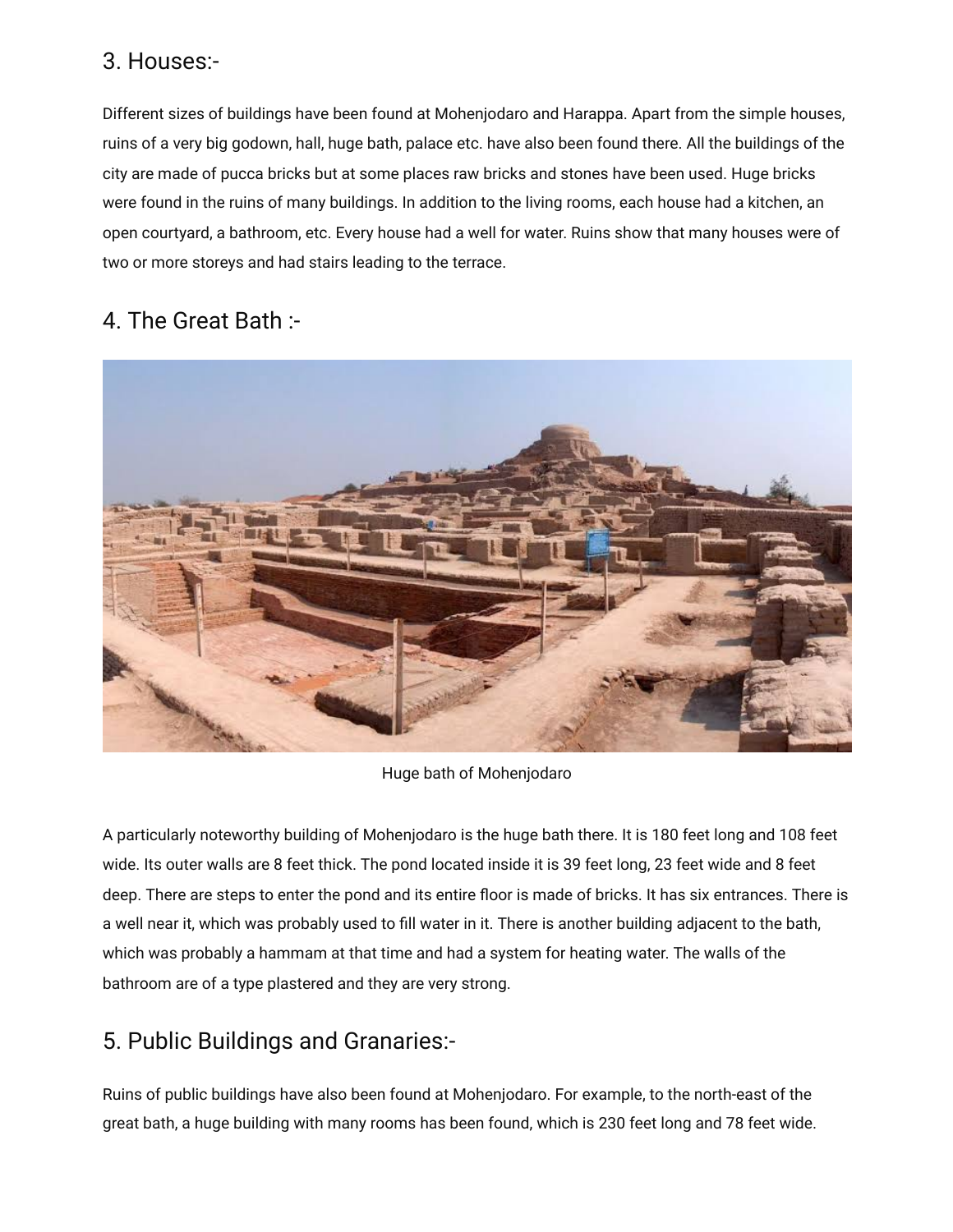## 3. Houses:-

Different sizes of buildings have been found at Mohenjodaro and Harappa. Apart from the simple houses, ruins of a very big godown, hall, huge bath, palace etc. have also been found there. All the buildings of the city are made of pucca bricks but at some places raw bricks and stones have been used. Huge bricks were found in the ruins of many buildings. In addition to the living rooms, each house had a kitchen, an open courtyard, a bathroom, etc. Every house had a well for water. Ruins show that many houses were of two or more storeys and had stairs leading to the terrace.

## 4. The Great Bath :-

Huge bath of Mohenjodaro

A particularly noteworthy building of Mohenjodaro is the huge bath there. It is 180 feet long and 108 feet wide. Its outer walls are 8 feet thick. The pond located inside it is 39 feet long, 23 feet wide and 8 feet deep. There are steps to enter the pond and its entire floor is made of bricks. It has six entrances. There is a well near it, which was probably used to fill water in it. There is another building adjacent to the bath, which was probably a hammam at that time and had a system for heating water. The walls of the bathroom are of a type plastered and they are very strong.

## 5. Public Buildings and Granaries:-

Ruins of public buildings have also been found at Mohenjodaro. For example, to the north-east of the great bath, a huge building with many rooms has been found, which is 230 feet long and 78 feet wide.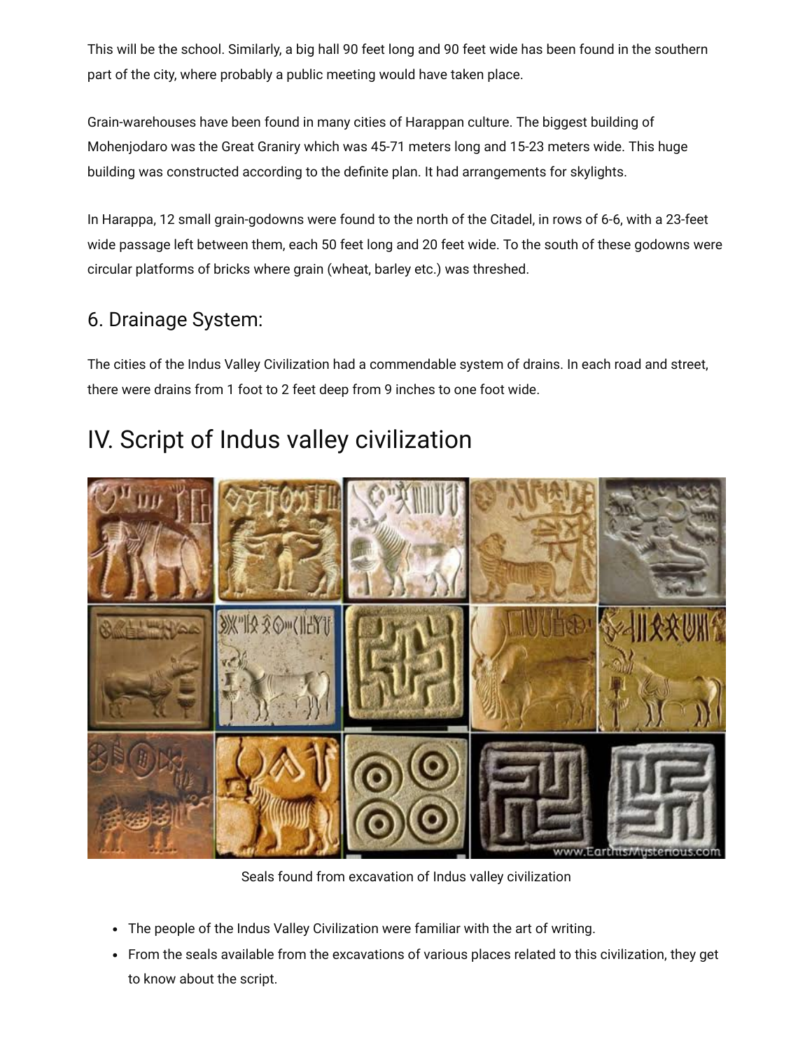This will be the school. Similarly, a big hall 90 feet long and 90 feet wide has been found in the southern part of the city, where probably a public meeting would have taken place.

Grain-warehouses have been found in many cities of Harappan culture. The biggest building of Mohenjodaro was the Great Graniry which was 45-71 meters long and 15-23 meters wide. This huge building was constructed according to the definite plan. It had arrangements for skylights.

In Harappa, 12 small grain-godowns were found to the north of the Citadel, in rows of 6-6, with a 23-feet wide passage left between them, each 50 feet long and 20 feet wide. To the south of these godowns were circular platforms of bricks where grain (wheat, barley etc.) was threshed.

### 6. Drainage System:

The cities of the Indus Valley Civilization had a commendable system of drains. In each road and street, there were drains from 1 foot to 2 feet deep from 9 inches to one foot wide.

## IV. Script of Indus valley civilization

Seals found from excavation of Indus valley civilization

- The people of the Indus Valley Civilization were familiar with the art of writing.
- From the seals available from the excavations of various places related to this civilization, they get to know about the script.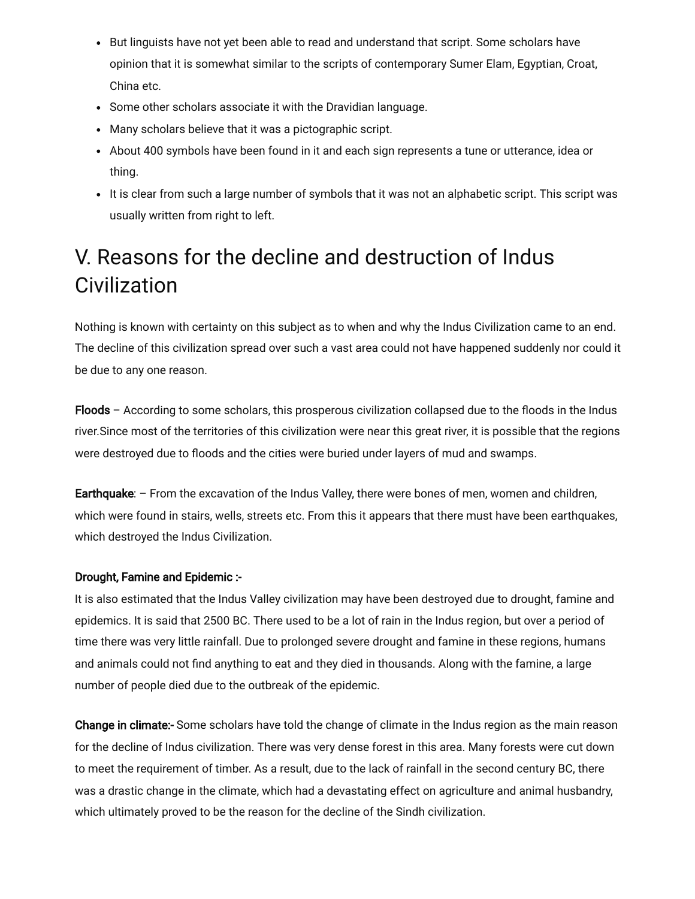- But linguists have not yet been able to read and understand that script. Some scholars have opinion that it is somewhat similar to the scripts of contemporary Sumer Elam, Egyptian, Croat, China etc.
- Some other scholars associate it with the Dravidian language.
- Many scholars believe that it was a pictographic script.
- About 400 symbols have been found in it and each sign represents a tune or utterance, idea or thing.
- It is clear from such a large number of symbols that it was not an alphabetic script. This script was usually written from right to left.

# V. Reasons for the decline and destruction of Indus Civilization

Nothing is known with certainty on this subject as to when and why the Indus Civilization came to an end. The decline of this civilization spread over such a vast area could not have happened suddenly nor could it be due to any one reason.

**Floods** – According to some scholars, this prosperous civilization collapsed due to the floods in the Indus river.Since most of the territories of this civilization were near this great river, it is possible that the regions were destroyed due to floods and the cities were buried under layers of mud and swamps.

**Earthquake**: – From the excavation of the Indus Valley, there were bones of men, women and children, which were found in stairs, wells, streets etc. From this it appears that there must have been earthquakes, which destroyed the Indus Civilization.

**Drought, Famine and Epidemic :-**

It is also estimated that the Indus Valley civilization may have been destroyed due to drought, famine and epidemics. It is said that 2500 BC. There used to be a lot of rain in the Indus region, but over a period of time there was very little rainfall. Due to prolonged severe drought and famine in these regions, humans and animals could not find anything to eat and they died in thousands. Along with the famine, a large number of people died due to the outbreak of the epidemic.

**Change in climate:-** Some scholars have told the change of climate in the Indus region as the main reason for the decline of Indus civilization. There was very dense forest in this area. Many forests were cut down to meet the requirement of timber. As a result, due to the lack of rainfall in the second century BC, there was a drastic change in the climate, which had a devastating effect on agriculture and animal husbandry, which ultimately proved to be the reason for the decline of the Sindh civilization.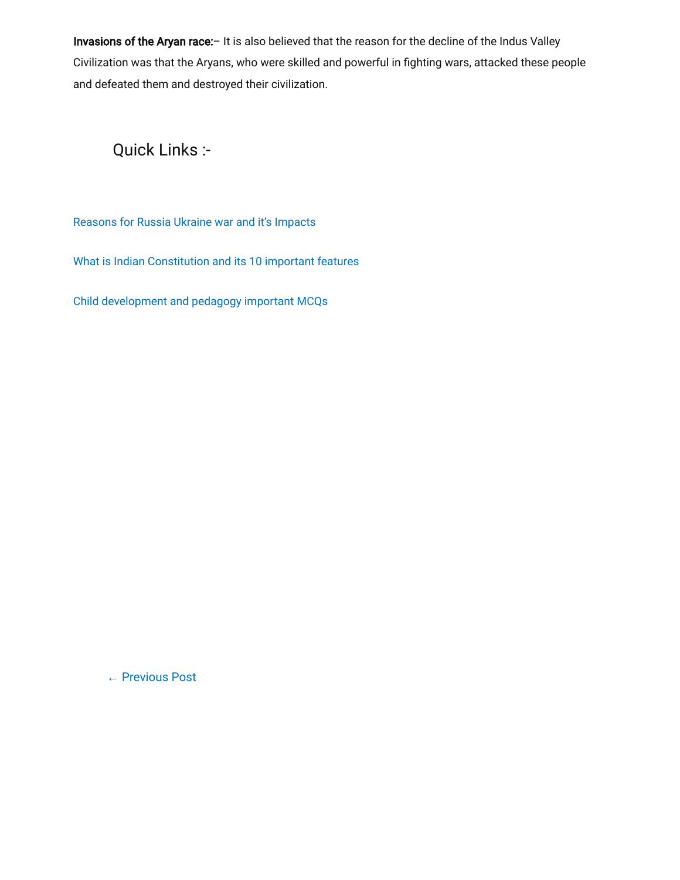**Invasions of the Aryan race:**– It is also believed that the reason for the decline of the Indus Valley Civilization was that the Aryans, who were skilled and powerful in fighting wars, attacked these people and defeated them and destroyed their civilization.

## Quick Links :-

Reasons for Russia Ukraine war and it's Impacts

What is Indian Constitution and its 10 important features

Child development and pedagogy important MCQs

← Previous Post